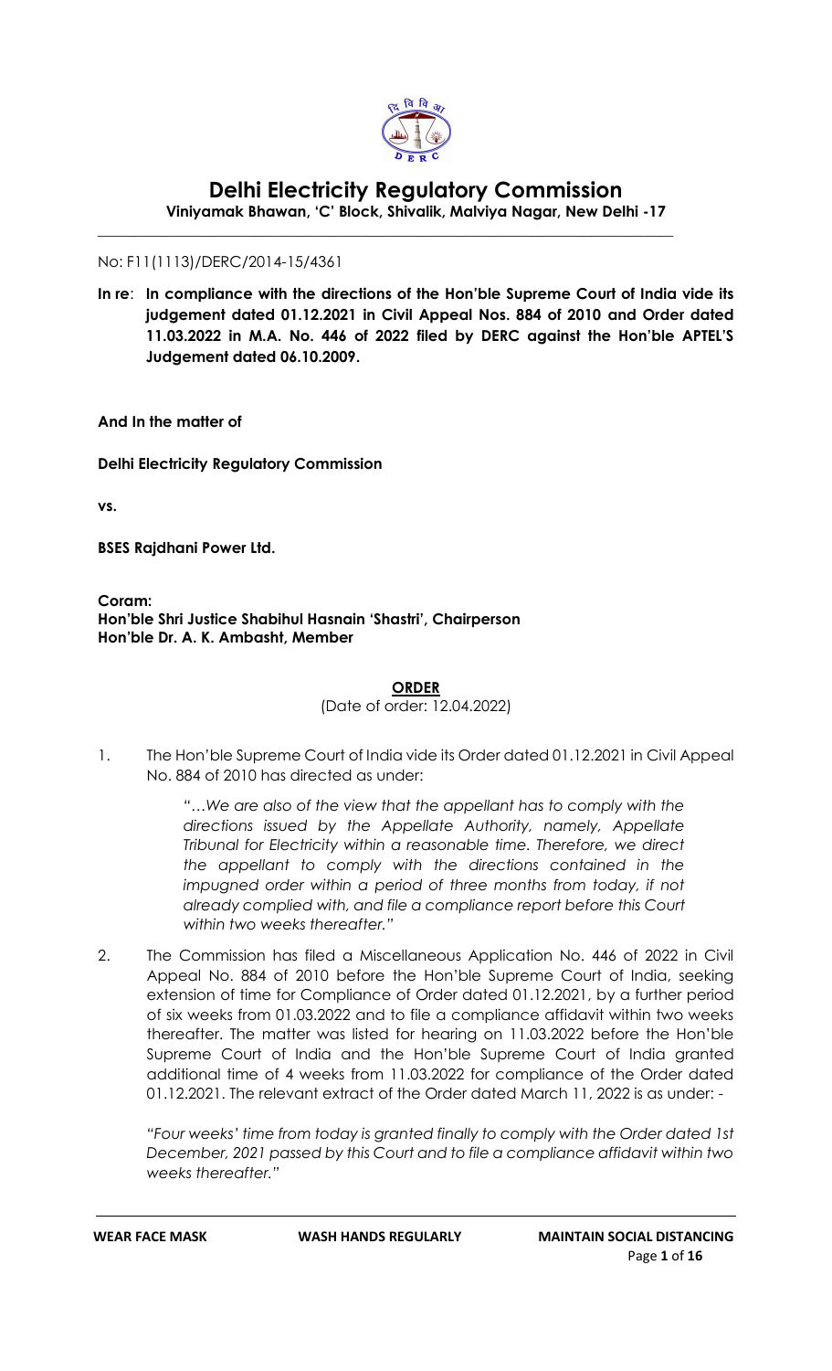# Delhi Electricity Regulatory Commission

**Viniyamak Bhawan, 'C' Block, Shivalik, Malviya Nagar, New Delhi -17**

---

No: F11(1113)/DERC/2014-15/4361

**In re**: **In compliance with the directions of the Hon'ble Supreme Court of India vide its judgement dated 01.12.2021 in Civil Appeal Nos. 884 of 2010 and Order dated 11.03.2022 in M.A. No. 446 of 2022 filed by DERC against the Hon'ble APTEL'S Judgement dated 06.10.2009.**

**And In the matter of**

**Delhi Electricity Regulatory Commission**

**vs.**

**BSES Rajdhani Power Ltd.**

**Coram:**
**Hon'ble Shri Justice Shabihul Hasnain 'Shastri', Chairperson**
**Hon'ble Dr. A. K. Ambasht, Member**

**ORDER**

(Date of order: 12.04.2022)

1. The Hon'ble Supreme Court of India vide its Order dated 01.12.2021 in Civil Appeal No. 884 of 2010 has directed as under:

   *"…We are also of the view that the appellant has to comply with the directions issued by the Appellate Authority, namely, Appellate Tribunal for Electricity within a reasonable time. Therefore, we direct the appellant to comply with the directions contained in the impugned order within a period of three months from today, if not already complied with, and file a compliance report before this Court within two weeks thereafter."*

2. The Commission has filed a Miscellaneous Application No. 446 of 2022 in Civil Appeal No. 884 of 2010 before the Hon'ble Supreme Court of India, seeking extension of time for Compliance of Order dated 01.12.2021, by a further period of six weeks from 01.03.2022 and to file a compliance affidavit within two weeks thereafter. The matter was listed for hearing on 11.03.2022 before the Hon'ble Supreme Court of India and the Hon'ble Supreme Court of India granted additional time of 4 weeks from 11.03.2022 for compliance of the Order dated 01.12.2021. The relevant extract of the Order dated March 11, 2022 is as under: -

   *"Four weeks' time from today is granted finally to comply with the Order dated 1st December, 2021 passed by this Court and to file a compliance affidavit within two weeks thereafter."*

**WEAR FACE MASK** **WASH HANDS REGULARLY** **MAINTAIN SOCIAL DISTANCING**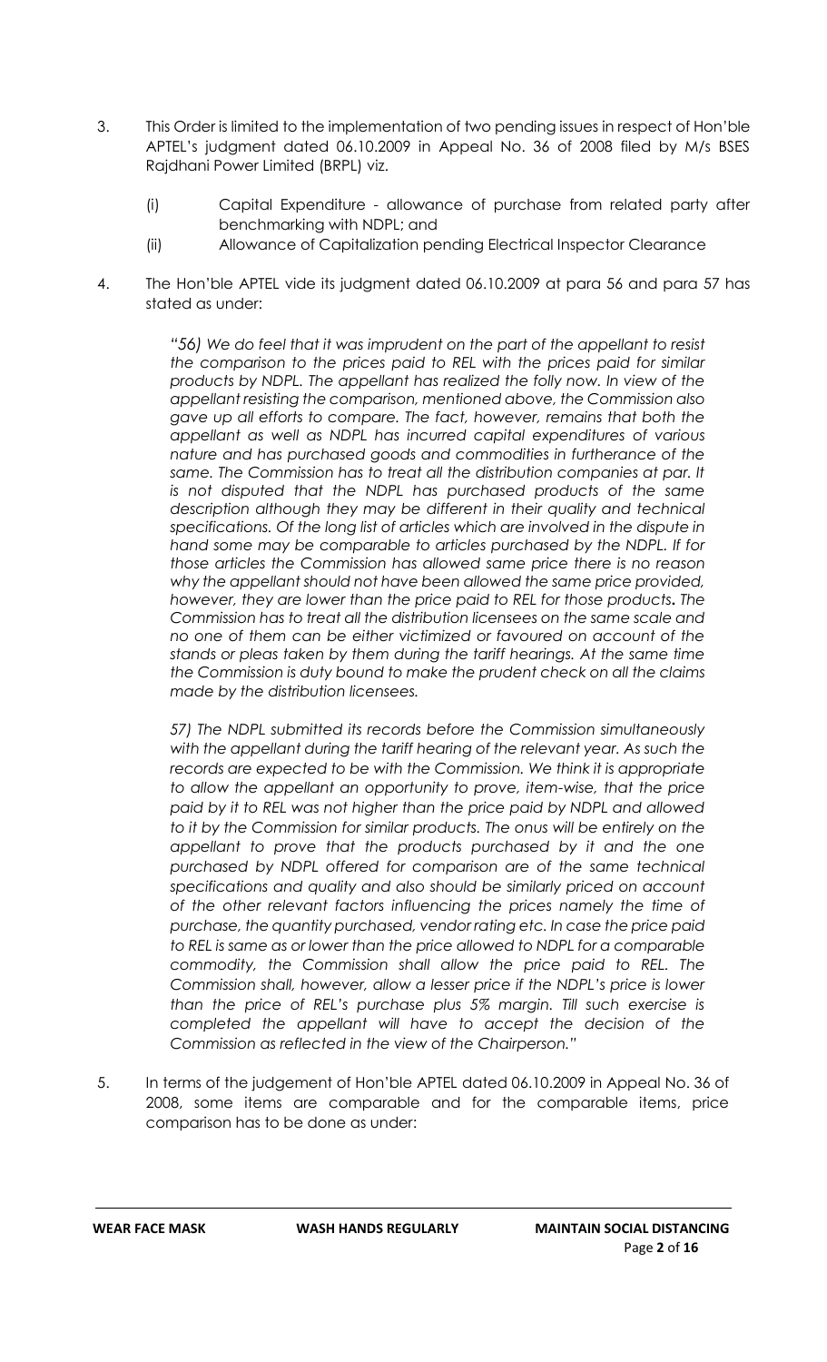3. This Order is limited to the implementation of two pending issues in respect of Hon'ble APTEL's judgment dated 06.10.2009 in Appeal No. 36 of 2008 filed by M/s BSES Rajdhani Power Limited (BRPL) viz.

   (i) Capital Expenditure - allowance of purchase from related party after benchmarking with NDPL; and

   (ii) Allowance of Capitalization pending Electrical Inspector Clearance

4. The Hon'ble APTEL vide its judgment dated 06.10.2009 at para 56 and para 57 has stated as under:

   *"56) We do feel that it was imprudent on the part of the appellant to resist the comparison to the prices paid to REL with the prices paid for similar products by NDPL. The appellant has realized the folly now. In view of the appellant resisting the comparison, mentioned above, the Commission also gave up all efforts to compare. The fact, however, remains that both the appellant as well as NDPL has incurred capital expenditures of various nature and has purchased goods and commodities in furtherance of the same. The Commission has to treat all the distribution companies at par. It is not disputed that the NDPL has purchased products of the same description although they may be different in their quality and technical specifications. Of the long list of articles which are involved in the dispute in hand some may be comparable to articles purchased by the NDPL. If for those articles the Commission has allowed same price there is no reason why the appellant should not have been allowed the same price provided, however, they are lower than the price paid to REL for those products.* ***The*** *Commission has to treat all the distribution licensees on the same scale and no one of them can be either victimized or favoured on account of the stands or pleas taken by them during the tariff hearings. At the same time the Commission is duty bound to make the prudent check on all the claims made by the distribution licensees.*

   *57) The NDPL submitted its records before the Commission simultaneously with the appellant during the tariff hearing of the relevant year. As such the records are expected to be with the Commission. We think it is appropriate to allow the appellant an opportunity to prove, item-wise, that the price paid by it to REL was not higher than the price paid by NDPL and allowed to it by the Commission for similar products. The onus will be entirely on the appellant to prove that the products purchased by it and the one purchased by NDPL offered for comparison are of the same technical specifications and quality and also should be similarly priced on account of the other relevant factors influencing the prices namely the time of purchase, the quantity purchased, vendor rating etc. In case the price paid to REL is same as or lower than the price allowed to NDPL for a comparable commodity, the Commission shall allow the price paid to REL. The Commission shall, however, allow a lesser price if the NDPL's price is lower than the price of REL's purchase plus 5% margin. Till such exercise is completed the appellant will have to accept the decision of the Commission as reflected in the view of the Chairperson."*

5. In terms of the judgement of Hon'ble APTEL dated 06.10.2009 in Appeal No. 36 of 2008, some items are comparable and for the comparable items, price comparison has to be done as under: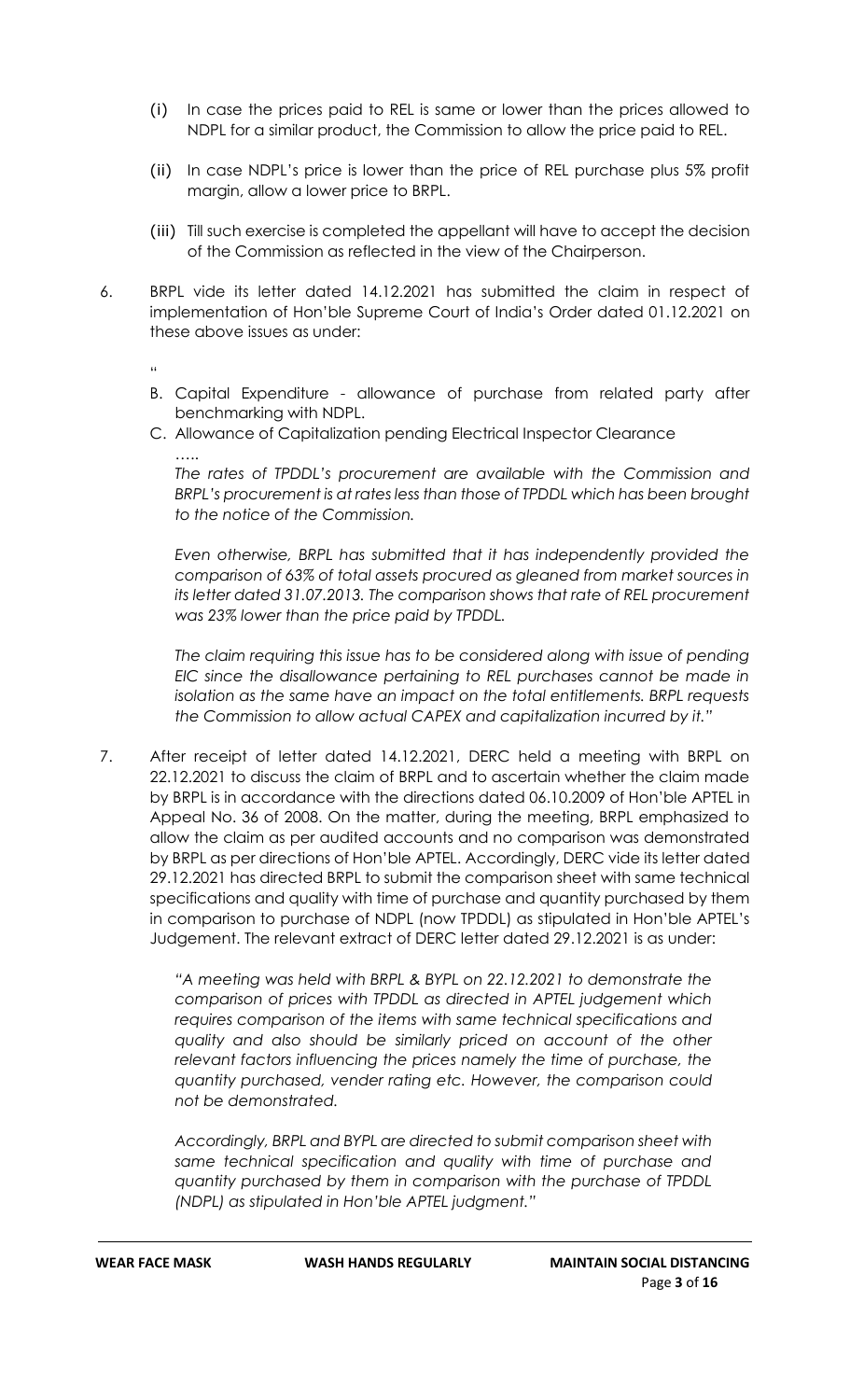(i) In case the prices paid to REL is same or lower than the prices allowed to NDPL for a similar product, the Commission to allow the price paid to REL.

(ii) In case NDPL's price is lower than the price of REL purchase plus 5% profit margin, allow a lower price to BRPL.

(iii) Till such exercise is completed the appellant will have to accept the decision of the Commission as reflected in the view of the Chairperson.

6. BRPL vide its letter dated 14.12.2021 has submitted the claim in respect of implementation of Hon'ble Supreme Court of India's Order dated 01.12.2021 on these above issues as under:

"

B. Capital Expenditure - allowance of purchase from related party after benchmarking with NDPL.

C. Allowance of Capitalization pending Electrical Inspector Clearance

…..

*The rates of TPDDL's procurement are available with the Commission and BRPL's procurement is at rates less than those of TPDDL which has been brought to the notice of the Commission.*

*Even otherwise, BRPL has submitted that it has independently provided the comparison of 63% of total assets procured as gleaned from market sources in its letter dated 31.07.2013. The comparison shows that rate of REL procurement was 23% lower than the price paid by TPDDL.*

*The claim requiring this issue has to be considered along with issue of pending EIC since the disallowance pertaining to REL purchases cannot be made in isolation as the same have an impact on the total entitlements. BRPL requests the Commission to allow actual CAPEX and capitalization incurred by it."*

7. After receipt of letter dated 14.12.2021, DERC held a meeting with BRPL on 22.12.2021 to discuss the claim of BRPL and to ascertain whether the claim made by BRPL is in accordance with the directions dated 06.10.2009 of Hon'ble APTEL in Appeal No. 36 of 2008. On the matter, during the meeting, BRPL emphasized to allow the claim as per audited accounts and no comparison was demonstrated by BRPL as per directions of Hon'ble APTEL. Accordingly, DERC vide its letter dated 29.12.2021 has directed BRPL to submit the comparison sheet with same technical specifications and quality with time of purchase and quantity purchased by them in comparison to purchase of NDPL (now TPDDL) as stipulated in Hon'ble APTEL's Judgement. The relevant extract of DERC letter dated 29.12.2021 is as under:

> *"A meeting was held with BRPL & BYPL on 22.12.2021 to demonstrate the comparison of prices with TPDDL as directed in APTEL judgement which requires comparison of the items with same technical specifications and quality and also should be similarly priced on account of the other relevant factors influencing the prices namely the time of purchase, the quantity purchased, vender rating etc. However, the comparison could not be demonstrated.*
>
> *Accordingly, BRPL and BYPL are directed to submit comparison sheet with same technical specification and quality with time of purchase and quantity purchased by them in comparison with the purchase of TPDDL (NDPL) as stipulated in Hon'ble APTEL judgment."*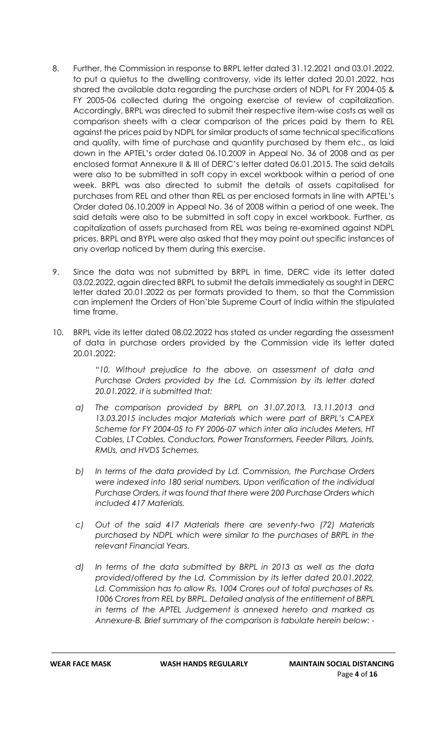8. Further, the Commission in response to BRPL letter dated 31.12.2021 and 03.01.2022, to put a quietus to the dwelling controversy, vide its letter dated 20.01.2022, has shared the available data regarding the purchase orders of NDPL for FY 2004-05 & FY 2005-06 collected during the ongoing exercise of review of capitalization. Accordingly, BRPL was directed to submit their respective item-wise costs as well as comparison sheets with a clear comparison of the prices paid by them to REL against the prices paid by NDPL for similar products of same technical specifications and quality, with time of purchase and quantity purchased by them etc., as laid down in the APTEL's order dated 06.10.2009 in Appeal No. 36 of 2008 and as per enclosed format Annexure II & III of DERC's letter dated 06.01.2015. The said details were also to be submitted in soft copy in excel workbook within a period of one week. BRPL was also directed to submit the details of assets capitalised for purchases from REL and other than REL as per enclosed formats in line with APTEL's Order dated 06.10.2009 in Appeal No. 36 of 2008 within a period of one week. The said details were also to be submitted in soft copy in excel workbook. Further, as capitalization of assets purchased from REL was being re-examined against NDPL prices, BRPL and BYPL were also asked that they may point out specific instances of any overlap noticed by them during this exercise.

9. Since the data was not submitted by BRPL in time, DERC vide its letter dated 03.02.2022, again directed BRPL to submit the details immediately as sought in DERC letter dated 20.01.2022 as per formats provided to them, so that the Commission can implement the Orders of Hon'ble Supreme Court of India within the stipulated time frame.

10. BRPL vide its letter dated 08.02.2022 has stated as under regarding the assessment of data in purchase orders provided by the Commission vide its letter dated 20.01.2022:

   *"10. Without prejudice to the above, on assessment of data and Purchase Orders provided by the Ld. Commission by its letter dated 20.01.2022, it is submitted that:*

   *a) The comparison provided by BRPL on 31.07.2013, 13.11.2013 and 13.03.2015 includes major Materials which were part of BRPL's CAPEX Scheme for FY 2004-05 to FY 2006-07 which inter alia includes Meters, HT Cables, LT Cables, Conductors, Power Transformers, Feeder Pillars, Joints, RMUs, and HVDS Schemes.*

   *b) In terms of the data provided by Ld. Commission, the Purchase Orders were indexed into 180 serial numbers. Upon verification of the individual Purchase Orders, it was found that there were 200 Purchase Orders which included 417 Materials.*

   *c) Out of the said 417 Materials there are seventy-two (72) Materials purchased by NDPL which were similar to the purchases of BRPL in the relevant Financial Years.*

   *d) In terms of the data submitted by BRPL in 2013 as well as the data provided/offered by the Ld. Commission by its letter dated 20.01.2022, Ld. Commission has to allow Rs. 1004 Crores out of total purchases of Rs. 1006 Crores from REL by BRPL. Detailed analysis of the entitlement of BRPL in terms of the APTEL Judgement is annexed hereto and marked as Annexure-B. Brief summary of the comparison is tabulate herein below: -*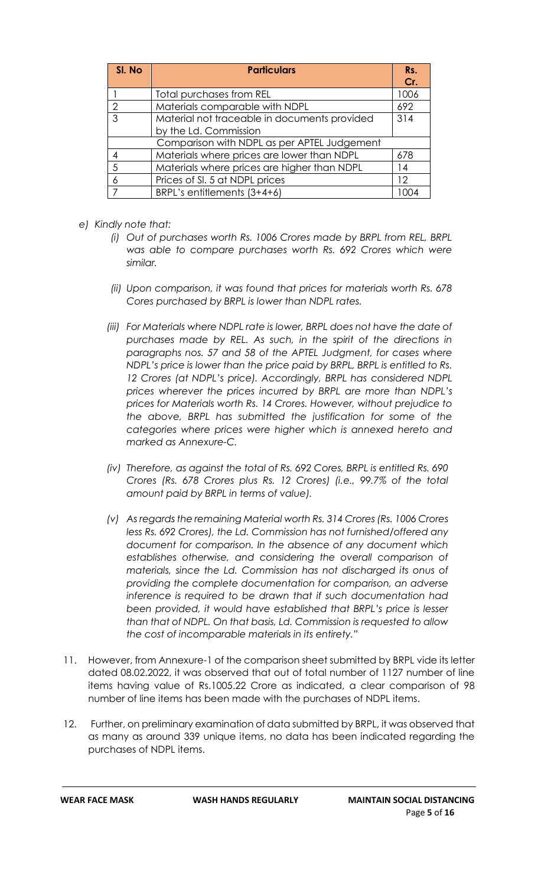| Sl. No | Particulars | Rs. Cr. |
|---|---|---|
| 1 | Total purchases from REL | 1006 |
| 2 | Materials comparable with NDPL | 692 |
| 3 | Material not traceable in documents provided by the Ld. Commission | 314 |
| | Comparison with NDPL as per APTEL Judgement | |
| 4 | Materials where prices are lower than NDPL | 678 |
| 5 | Materials where prices are higher than NDPL | 14 |
| 6 | Prices of Sl. 5 at NDPL prices | 12 |
| 7 | BRPL's entitlements (3+4+6) | 1004 |

*e) Kindly note that:*

*(i) Out of purchases worth Rs. 1006 Crores made by BRPL from REL, BRPL was able to compare purchases worth Rs. 692 Crores which were similar.*

*(ii) Upon comparison, it was found that prices for materials worth Rs. 678 Cores purchased by BRPL is lower than NDPL rates.*

*(iii) For Materials where NDPL rate is lower, BRPL does not have the date of purchases made by REL. As such, in the spirit of the directions in paragraphs nos. 57 and 58 of the APTEL Judgment, for cases where NDPL's price is lower than the price paid by BRPL, BRPL is entitled to Rs. 12 Crores (at NDPL's price). Accordingly, BRPL has considered NDPL prices wherever the prices incurred by BRPL are more than NDPL's prices for Materials worth Rs. 14 Crores. However, without prejudice to the above, BRPL has submitted the justification for some of the categories where prices were higher which is annexed hereto and marked as Annexure-C.*

*(iv) Therefore, as against the total of Rs. 692 Cores, BRPL is entitled Rs. 690 Crores (Rs. 678 Crores plus Rs. 12 Crores) (i.e., 99.7% of the total amount paid by BRPL in terms of value).*

*(v) As regards the remaining Material worth Rs. 314 Crores (Rs. 1006 Crores less Rs. 692 Crores), the Ld. Commission has not furnished/offered any document for comparison. In the absence of any document which establishes otherwise, and considering the overall comparison of materials, since the Ld. Commission has not discharged its onus of providing the complete documentation for comparison, an adverse inference is required to be drawn that if such documentation had been provided, it would have established that BRPL's price is lesser than that of NDPL. On that basis, Ld. Commission is requested to allow the cost of incomparable materials in its entirety."*

11. However, from Annexure-1 of the comparison sheet submitted by BRPL vide its letter dated 08.02.2022, it was observed that out of total number of 1127 number of line items having value of Rs.1005.22 Crore as indicated, a clear comparison of 98 number of line items has been made with the purchases of NDPL items.

12. Further, on preliminary examination of data submitted by BRPL, it was observed that as many as around 339 unique items, no data has been indicated regarding the purchases of NDPL items.

**WEAR FACE MASK** **WASH HANDS REGULARLY** **MAINTAIN SOCIAL DISTANCING**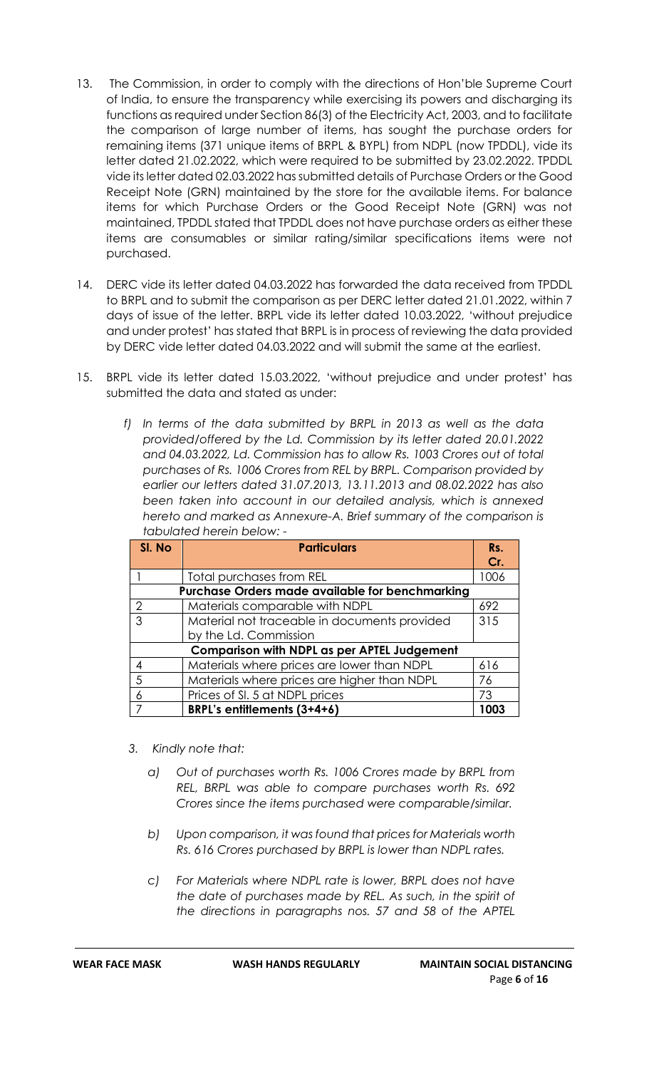13. The Commission, in order to comply with the directions of Hon'ble Supreme Court of India, to ensure the transparency while exercising its powers and discharging its functions as required under Section 86(3) of the Electricity Act, 2003, and to facilitate the comparison of large number of items, has sought the purchase orders for remaining items (371 unique items of BRPL & BYPL) from NDPL (now TPDDL), vide its letter dated 21.02.2022, which were required to be submitted by 23.02.2022. TPDDL vide its letter dated 02.03.2022 has submitted details of Purchase Orders or the Good Receipt Note (GRN) maintained by the store for the available items. For balance items for which Purchase Orders or the Good Receipt Note (GRN) was not maintained, TPDDL stated that TPDDL does not have purchase orders as either these items are consumables or similar rating/similar specifications items were not purchased.

14. DERC vide its letter dated 04.03.2022 has forwarded the data received from TPDDL to BRPL and to submit the comparison as per DERC letter dated 21.01.2022, within 7 days of issue of the letter. BRPL vide its letter dated 10.03.2022, 'without prejudice and under protest' has stated that BRPL is in process of reviewing the data provided by DERC vide letter dated 04.03.2022 and will submit the same at the earliest.

15. BRPL vide its letter dated 15.03.2022, 'without prejudice and under protest' has submitted the data and stated as under:

    *f) In terms of the data submitted by BRPL in 2013 as well as the data provided/offered by the Ld. Commission by its letter dated 20.01.2022 and 04.03.2022, Ld. Commission has to allow Rs. 1003 Crores out of total purchases of Rs. 1006 Crores from REL by BRPL. Comparison provided by earlier our letters dated 31.07.2013, 13.11.2013 and 08.02.2022 has also been taken into account in our detailed analysis, which is annexed hereto and marked as Annexure-A. Brief summary of the comparison is tabulated herein below: -*

| Sl. No | Particulars | Rs. Cr. |
|---|---|---|
| 1 | Total purchases from REL | 1006 |
| | **Purchase Orders made available for benchmarking** | |
| 2 | Materials comparable with NDPL | 692 |
| 3 | Material not traceable in documents provided by the Ld. Commission | 315 |
| | **Comparison with NDPL as per APTEL Judgement** | |
| 4 | Materials where prices are lower than NDPL | 616 |
| 5 | Materials where prices are higher than NDPL | 76 |
| 6 | Prices of Sl. 5 at NDPL prices | 73 |
| 7 | **BRPL's entitlements (3+4+6)** | **1003** |

*3. Kindly note that:*

*a) Out of purchases worth Rs. 1006 Crores made by BRPL from REL, BRPL was able to compare purchases worth Rs. 692 Crores since the items purchased were comparable/similar.*

*b) Upon comparison, it was found that prices for Materials worth Rs. 616 Crores purchased by BRPL is lower than NDPL rates.*

*c) For Materials where NDPL rate is lower, BRPL does not have the date of purchases made by REL. As such, in the spirit of the directions in paragraphs nos. 57 and 58 of the APTEL*

**WEAR FACE MASK** **WASH HANDS REGULARLY** **MAINTAIN SOCIAL DISTANCING**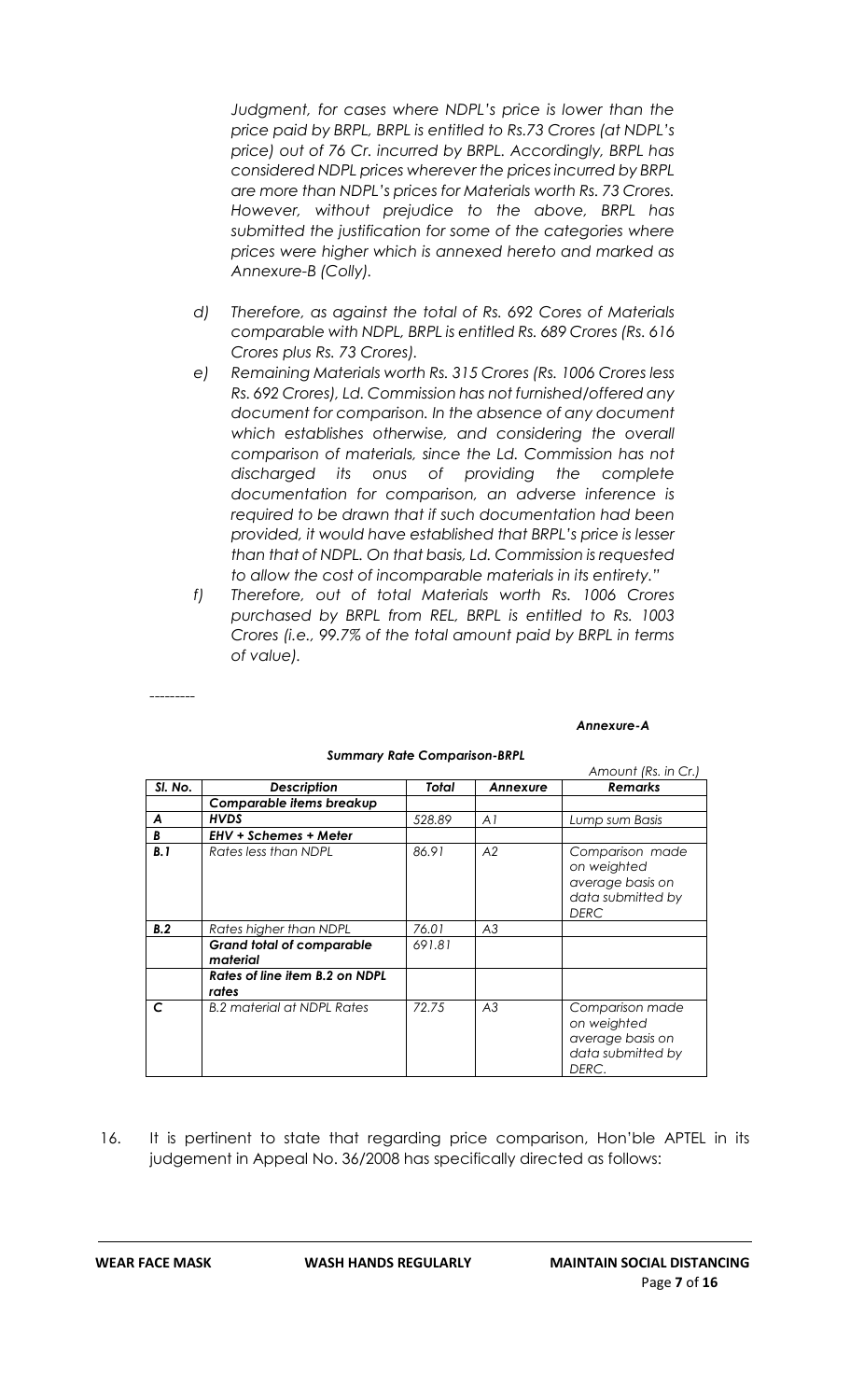*Judgment, for cases where NDPL's price is lower than the price paid by BRPL, BRPL is entitled to Rs.73 Crores (at NDPL's price) out of 76 Cr. incurred by BRPL. Accordingly, BRPL has considered NDPL prices wherever the prices incurred by BRPL are more than NDPL's prices for Materials worth Rs. 73 Crores. However, without prejudice to the above, BRPL has submitted the justification for some of the categories where prices were higher which is annexed hereto and marked as Annexure-B (Colly).*

*d) Therefore, as against the total of Rs. 692 Cores of Materials comparable with NDPL, BRPL is entitled Rs. 689 Crores (Rs. 616 Crores plus Rs. 73 Crores).*

*e) Remaining Materials worth Rs. 315 Crores (Rs. 1006 Crores less Rs. 692 Crores), Ld. Commission has not furnished/offered any document for comparison. In the absence of any document which establishes otherwise, and considering the overall comparison of materials, since the Ld. Commission has not discharged its onus of providing the complete documentation for comparison, an adverse inference is required to be drawn that if such documentation had been provided, it would have established that BRPL's price is lesser than that of NDPL. On that basis, Ld. Commission is requested to allow the cost of incomparable materials in its entirety."*

*f) Therefore, out of total Materials worth Rs. 1006 Crores purchased by BRPL from REL, BRPL is entitled to Rs. 1003 Crores (i.e., 99.7% of the total amount paid by BRPL in terms of value).*

---------

***Annexure-A***

***Summary Rate Comparison-BRPL***

*Amount (Rs. in Cr.)*

| *Sl. No.* | *Description* | *Total* | *Annexure* | *Remarks* |
|---|---|---|---|---|
| | ***Comparable items breakup*** | | | |
| ***A*** | ***HVDS*** | *528.89* | *A1* | *Lump sum Basis* |
| ***B*** | ***EHV + Schemes + Meter*** | | | |
| ***B.1*** | *Rates less than NDPL* | *86.91* | *A2* | *Comparison made on weighted average basis on data submitted by DERC* |
| ***B.2*** | *Rates higher than NDPL* | *76.01* | *A3* | |
| | ***Grand total of comparable material*** | *691.81* | | |
| | ***Rates of line item B.2 on NDPL rates*** | | | |
| ***C*** | *B.2 material at NDPL Rates* | *72.75* | *A3* | *Comparison made on weighted average basis on data submitted by DERC.* |

16. It is pertinent to state that regarding price comparison, Hon'ble APTEL in its judgement in Appeal No. 36/2008 has specifically directed as follows: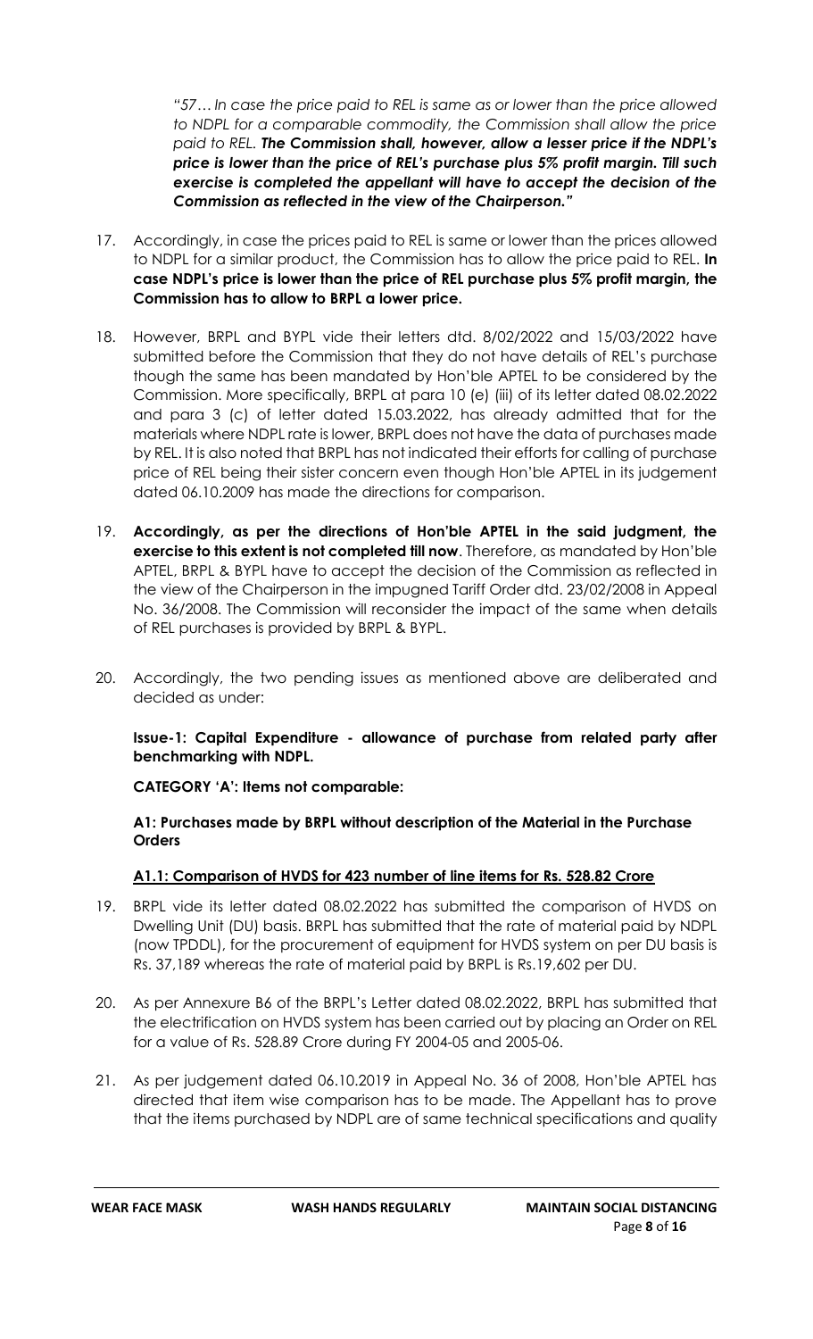*"57… In case the price paid to REL is same as or lower than the price allowed to NDPL for a comparable commodity, the Commission shall allow the price paid to REL. **The Commission shall, however, allow a lesser price if the NDPL's price is lower than the price of REL's purchase plus 5% profit margin. Till such exercise is completed the appellant will have to accept the decision of the Commission as reflected in the view of the Chairperson."***

17. Accordingly, in case the prices paid to REL is same or lower than the prices allowed to NDPL for a similar product, the Commission has to allow the price paid to REL. **In case NDPL's price is lower than the price of REL purchase plus 5% profit margin, the Commission has to allow to BRPL a lower price.**

18. However, BRPL and BYPL vide their letters dtd. 8/02/2022 and 15/03/2022 have submitted before the Commission that they do not have details of REL's purchase though the same has been mandated by Hon'ble APTEL to be considered by the Commission. More specifically, BRPL at para 10 (e) (iii) of its letter dated 08.02.2022 and para 3 (c) of letter dated 15.03.2022, has already admitted that for the materials where NDPL rate is lower, BRPL does not have the data of purchases made by REL. It is also noted that BRPL has not indicated their efforts for calling of purchase price of REL being their sister concern even though Hon'ble APTEL in its judgement dated 06.10.2009 has made the directions for comparison.

19. **Accordingly, as per the directions of Hon'ble APTEL in the said judgment, the exercise to this extent is not completed till now**. Therefore, as mandated by Hon'ble APTEL, BRPL & BYPL have to accept the decision of the Commission as reflected in the view of the Chairperson in the impugned Tariff Order dtd. 23/02/2008 in Appeal No. 36/2008. The Commission will reconsider the impact of the same when details of REL purchases is provided by BRPL & BYPL.

20. Accordingly, the two pending issues as mentioned above are deliberated and decided as under:

**Issue-1: Capital Expenditure - allowance of purchase from related party after benchmarking with NDPL.**

**CATEGORY 'A': Items not comparable:**

**A1: Purchases made by BRPL without description of the Material in the Purchase Orders**

**<u>A1.1: Comparison of HVDS for 423 number of line items for Rs. 528.82 Crore</u>**

19. BRPL vide its letter dated 08.02.2022 has submitted the comparison of HVDS on Dwelling Unit (DU) basis. BRPL has submitted that the rate of material paid by NDPL (now TPDDL), for the procurement of equipment for HVDS system on per DU basis is Rs. 37,189 whereas the rate of material paid by BRPL is Rs.19,602 per DU.

20. As per Annexure B6 of the BRPL's Letter dated 08.02.2022, BRPL has submitted that the electrification on HVDS system has been carried out by placing an Order on REL for a value of Rs. 528.89 Crore during FY 2004-05 and 2005-06.

21. As per judgement dated 06.10.2019 in Appeal No. 36 of 2008, Hon'ble APTEL has directed that item wise comparison has to be made. The Appellant has to prove that the items purchased by NDPL are of same technical specifications and quality

**WEAR FACE MASK** **WASH HANDS REGULARLY** **MAINTAIN SOCIAL DISTANCING**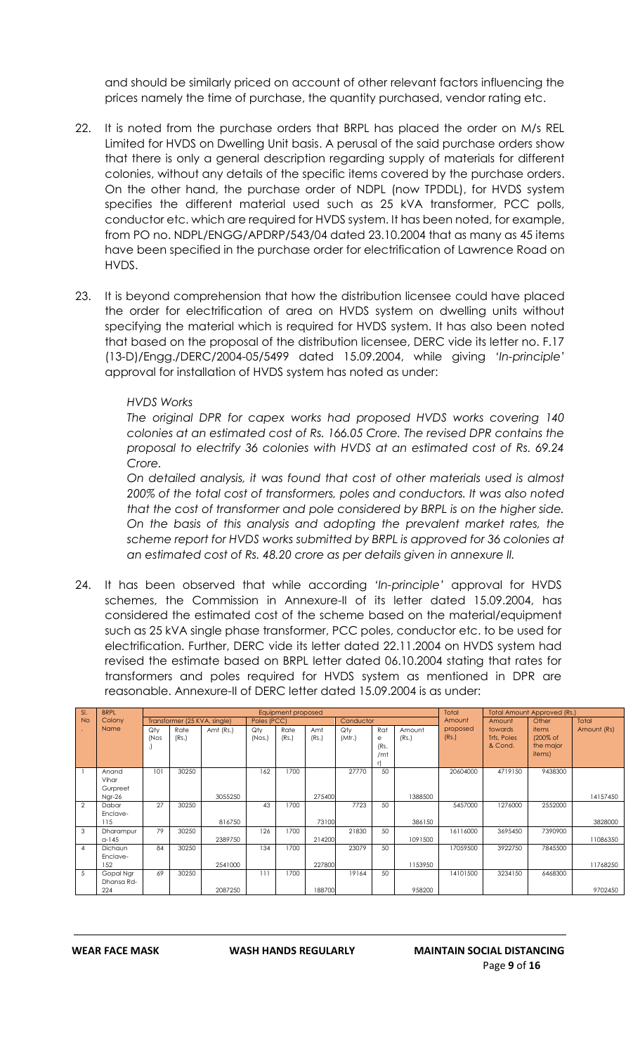and should be similarly priced on account of other relevant factors influencing the prices namely the time of purchase, the quantity purchased, vendor rating etc.

22. It is noted from the purchase orders that BRPL has placed the order on M/s REL Limited for HVDS on Dwelling Unit basis. A perusal of the said purchase orders show that there is only a general description regarding supply of materials for different colonies, without any details of the specific items covered by the purchase orders. On the other hand, the purchase order of NDPL (now TPDDL), for HVDS system specifies the different material used such as 25 kVA transformer, PCC polls, conductor etc. which are required for HVDS system. It has been noted, for example, from PO no. NDPL/ENGG/APDRP/543/04 dated 23.10.2004 that as many as 45 items have been specified in the purchase order for electrification of Lawrence Road on HVDS.

23. It is beyond comprehension that how the distribution licensee could have placed the order for electrification of area on HVDS system on dwelling units without specifying the material which is required for HVDS system. It has also been noted that based on the proposal of the distribution licensee, DERC vide its letter no. F.17 (13-D)/Engg./DERC/2004-05/5499 dated 15.09.2004, while giving *'In-principle'* approval for installation of HVDS system has noted as under:

   *HVDS Works*

   *The original DPR for capex works had proposed HVDS works covering 140 colonies at an estimated cost of Rs. 166.05 Crore. The revised DPR contains the proposal to electrify 36 colonies with HVDS at an estimated cost of Rs. 69.24 Crore.*

   *On detailed analysis, it was found that cost of other materials used is almost 200% of the total cost of transformers, poles and conductors. It was also noted that the cost of transformer and pole considered by BRPL is on the higher side. On the basis of this analysis and adopting the prevalent market rates, the scheme report for HVDS works submitted by BRPL is approved for 36 colonies at an estimated cost of Rs. 48.20 crore as per details given in annexure II.*

24. It has been observed that while according *'In-principle'* approval for HVDS schemes, the Commission in Annexure-II of its letter dated 15.09.2004, has considered the estimated cost of the scheme based on the material/equipment such as 25 kVA single phase transformer, PCC poles, conductor etc. to be used for electrification. Further, DERC vide its letter dated 22.11.2004 on HVDS system had revised the estimate based on BRPL letter dated 06.10.2004 stating that rates for transformers and poles required for HVDS system as mentioned in DPR are reasonable. Annexure-II of DERC letter dated 15.09.2004 is as under:

| Sl. No. | BRPL Colony Name | Equipment proposed | | | | | | | | | Total Amount proposed (Rs.) | Total Amount Approved (Rs.) | | |
|---|---|---|---|---|---|---|---|---|---|---|---|---|---|---|
| | | Transformer (25 KVA, single) | | | Poles (PCC) | | | Conductor | | | | | | |
| | | Qty (Nos.) | Rate (Rs.) | Amt (Rs.) | Qty (Nos.) | Rate (Rs.) | Amt (Rs.) | Qty (Mtr.) | Rate (Rs./mtr) | Amount (Rs.) | | Amount towards Trfs, Poles & Cond. | Other items (200% of the major items) | Total Amount (Rs) |
| 1 | Anand Vihar Gurpreet Ngr-26 | 101 | 30250 | 3055250 | 162 | 1700 | 275400 | 27770 | 50 | 1388500 | 20604000 | 4719150 | 9438300 | 14157450 |
| 2 | Dabar Enclave-115 | 27 | 30250 | 816750 | 43 | 1700 | 73100 | 7723 | 50 | 386150 | 5457000 | 1276000 | 2552000 | 3828000 |
| 3 | Dharampura-145 | 79 | 30250 | 2389750 | 126 | 1700 | 214200 | 21830 | 50 | 1091500 | 16116000 | 3695450 | 7390900 | 11086350 |
| 4 | Dichaun Enclave-152 | 84 | 30250 | 2541000 | 134 | 1700 | 227800 | 23079 | 50 | 1153950 | 17059500 | 3922750 | 7845500 | 11768250 |
| 5 | Gopal Ngr Dhansa Rd-224 | 69 | 30250 | 2087250 | 111 | 1700 | 188700 | 19164 | 50 | 958200 | 14101500 | 3234150 | 6468300 | 9702450 |

**WEAR FACE MASK** **WASH HANDS REGULARLY** **MAINTAIN SOCIAL DISTANCING**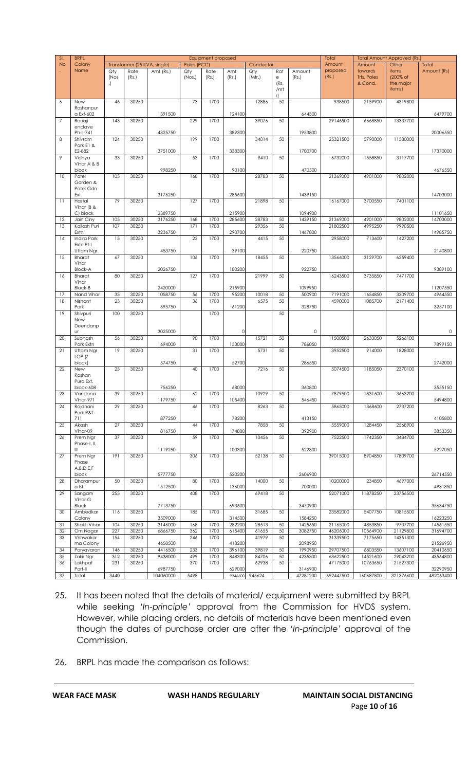| Sl. No. | BRPL Colony Name | Equipment proposed | | | | | | | | | Total Amount proposed (Rs.) | Total Amount Approved (Rs.) | | |
|---|---|---|---|---|---|---|---|---|---|---|---|---|---|---|
| | | Transformer (25 KVA, single) | | | Poles (PCC) | | | Conductor | | | | | | |
| | | Qty (Nos.) | Rate (Rs.) | Amt (Rs.) | Qty (Nos.) | Rate (Rs.) | Amt (Rs.) | Qty (Mtr.) | Rate (Rs./mtr) | Amount (Rs.) | | Amount towards Trfs, Poles & Cond. | Other items (200% of the major items) | Total Amount (Rs) |
| 6 | New Roshanpur a Ext-602 | 46 | 30250 | 1391500 | 73 | 1700 | 124100 | 12886 | 50 | 644300 | 938500 | 2159900 | 4319800 | 6479700 |
| 7 | Ranaji enclave Ph-II-741 | 143 | 30250 | 4325750 | 229 | 1700 | 389300 | 39076 | 50 | 1953800 | 29146500 | 6668850 | 13337700 | 20006550 |
| 8 | Shivram Park E1 & E2-882 | 124 | 30250 | 3751000 | 199 | 1700 | 338300 | 34014 | 50 | 1700700 | 25321500 | 5790000 | 11580000 | 17370000 |
| 9 | Vidhya Vihar A & B block | 33 | 30250 | 998250 | 53 | 1700 | 90100 | 9410 | 50 | 470500 | 6732000 | 1558850 | 3117700 | 4676550 |
| 10 | Patel Garden & Patel Gdn Ext | 105 | 30250 | 3176250 | 168 | 1700 | 285600 | 28783 | 50 | 1439150 | 21369000 | 4901000 | 9802000 | 14703000 |
| 11 | Hastal Vihar (B & C) block | 79 | 30250 | 2389750 | 127 | 1700 | 215900 | 21898 | 50 | 1094900 | 16167000 | 3700550 | 7401100 | 11101650 |
| 12 | Jain Ciny | 105 | 30250 | 3176250 | 168 | 1700 | 285600 | 28783 | 50 | 1439150 | 21369000 | 4901000 | 9802000 | 14703000 |
| 13 | Kailash Puri Extn | 107 | 30250 | 3236750 | 171 | 1700 | 290700 | 29356 | 50 | 1467800 | 21802500 | 4995250 | 9990500 | 14985750 |
| 14 | Indira Park Extn Pt-I Uttam Ngr | 15 | 30250 | 453750 | 23 | 1700 | 39100 | 4415 | 50 | 220750 | 2958000 | 713600 | 1427200 | 2140800 |
| 15 | Bharat Vihar Block-A | 67 | 30250 | 2026750 | 106 | 1700 | 180200 | 18455 | 50 | 922750 | 13566000 | 3129700 | 6259400 | 9389100 |
| 16 | Bharat Vihar Block-B | 80 | 30250 | 2420000 | 127 | 1700 | 215900 | 21999 | 50 | 1099950 | 16243500 | 3735850 | 7471700 | 11207550 |
| 17 | Nand Vihar | 35 | 30250 | 1058750 | 56 | 1700 | 95200 | 10018 | 50 | 500900 | 7191000 | 1654850 | 3309700 | 4964550 |
| 18 | Nishant Park | 23 | 30250 | 695750 | 36 | 1700 | 61200 | 6575 | 50 | 328750 | 4590000 | 1085700 | 2171400 | 3257100 |
| 19 | Shivpuri New Deendanpur | 100 | 30250 | 3025000 | | 1700 | 0 | | 50 | 0 | | | | 0 |
| 20 | Subhash Park Extn | 56 | 30250 | 1694000 | 90 | 1700 | 153000 | 15721 | 50 | 786050 | 11500500 | 2633050 | 5266100 | 7899150 |
| 21 | Uttam Ngr LOP (Z block) | 19 | 30250 | 574750 | 31 | 1700 | 52700 | 5731 | 50 | 286550 | 3952500 | 914000 | 1828000 | 2742000 |
| 22 | New Roshan Pura Ext. block-608 | 25 | 30250 | 756250 | 40 | 1700 | 68000 | 7216 | 50 | 360800 | 5074500 | 1185050 | 2370100 | 3555150 |
| 23 | Vandana Vihar-971 | 39 | 30250 | 1179750 | 62 | 1700 | 105400 | 10929 | 50 | 546450 | 7879500 | 1831600 | 3663200 | 5494800 |
| 24 | Rajdhani Park P&T-711 | 29 | 30250 | 877250 | 46 | 1700 | 78200 | 8263 | 50 | 413150 | 5865000 | 1368600 | 2737200 | 4105800 |
| 25 | Akash Vihar-09 | 27 | 30250 | 816750 | 44 | 1700 | 74800 | 7858 | 50 | 392900 | 5559000 | 1284450 | 2568900 | 3853350 |
| 26 | Prem Ngr Phase-I, II, III | 37 | 30250 | 1119250 | 59 | 1700 | 100300 | 10456 | 50 | 522800 | 7522500 | 1742350 | 3484700 | 5227050 |
| 27 | Prem Ngr Phase A,B,D,E,F block | 191 | 30250 | 5777750 | 306 | 1700 | 520200 | 52138 | 50 | 2606900 | 39015000 | 8904850 | 17809700 | 26714550 |
| 28 | Dharampur a Ist | 50 | 30250 | 1512500 | 80 | 1700 | 136000 | 14000 | 50 | 700000 | 10200000 | 234850 | 4697000 | 4931850 |
| 29 | Sangam Vihar G Block | 255 | 30250 | 7713750 | 408 | 1700 | 693600 | 69418 | 50 | 3470900 | 52071000 | 11878250 | 23756500 | 35634750 |
| 30 | Ambedkar Colony | 116 | 30250 | 3509000 | 185 | 1700 | 314500 | 31685 | 50 | 1584250 | 23582000 | 5407750 | 10815500 | 16223250 |
| 31 | Shakti Vihar | 104 | 30250 | 3146000 | 168 | 1700 | 282200 | 28513 | 50 | 1425650 | 21165000 | 4853850 | 9707700 | 14561550 |
| 32 | Om Nagar | 227 | 30250 | 6866750 | 362 | 1700 | 615400 | 61655 | 50 | 3082750 | 46206000 | 10564900 | 21129800 | 31694700 |
| 33 | Vishwakar ma Colony | 154 | 30250 | 4658500 | 246 | 1700 | 418200 | 41979 | 50 | 2098950 | 31339500 | 7175650 | 14351300 | 21526950 |
| 34 | Paryavaran | 146 | 30250 | 4416500 | 233 | 1700 | 396100 | 39819 | 50 | 1990950 | 29707500 | 6803550 | 13607100 | 20410650 |
| 35 | Zakir Ngr | 312 | 30250 | 9438000 | 499 | 1700 | 848300 | 84706 | 50 | 4235300 | 63622500 | 14521600 | 29043200 | 43564800 |
| 36 | Lakhpat Part-II | 231 | 30250 | 6987750 | 370 | 1700 | 629000 | 62938 | 50 | 3146900 | 47175000 | 10763650 | 21527300 | 32290950 |
| 37 | Total | 3440 | | 104060000 | 5498 | | 9346600 | 945624 | | 47281200 | 692447500 | 160687800 | 321376600 | 482063400 |

25. It has been noted that the details of material/ equipment were submitted by BRPL while seeking *'In-principle'* approval from the Commission for HVDS system. However, while placing orders, no details of materials have been mentioned even though the dates of purchase order are after the *'In-principle'* approval of the Commission.

26. BRPL has made the comparison as follows: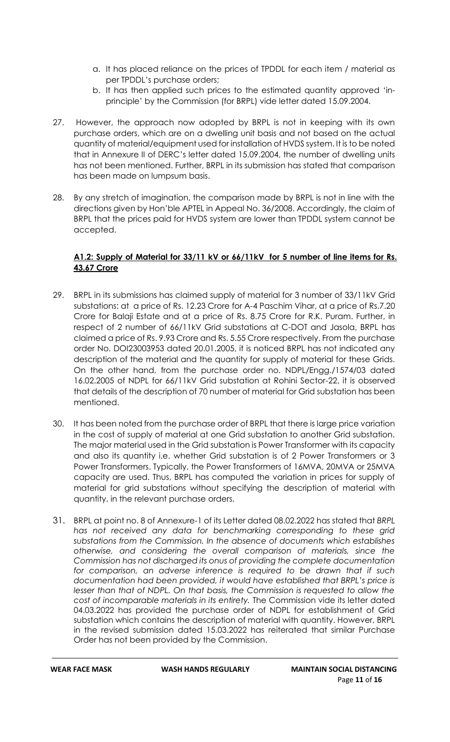a. It has placed reliance on the prices of TPDDL for each item / material as per TPDDL's purchase orders;
b. It has then applied such prices to the estimated quantity approved 'in-principle' by the Commission (for BRPL) vide letter dated 15.09.2004.

27. However, the approach now adopted by BRPL is not in keeping with its own purchase orders, which are on a dwelling unit basis and not based on the actual quantity of material/equipment used for installation of HVDS system. It is to be noted that in Annexure II of DERC's letter dated 15.09.2004, the number of dwelling units has not been mentioned. Further, BRPL in its submission has stated that comparison has been made on lumpsum basis.

28. By any stretch of imagination, the comparison made by BRPL is not in line with the directions given by Hon'ble APTEL in Appeal No. 36/2008. Accordingly, the claim of BRPL that the prices paid for HVDS system are lower than TPDDL system cannot be accepted.

**A1.2: Supply of Material for 33/11 kV or 66/11kV for 5 number of line items for Rs. 43.67 Crore**

29. BRPL in its submissions has claimed supply of material for 3 number of 33/11kV Grid substations: at a price of Rs. 12.23 Crore for A-4 Paschim Vihar, at a price of Rs.7.20 Crore for Balaji Estate and at a price of Rs. 8.75 Crore for R.K. Puram. Further, in respect of 2 number of 66/11kV Grid substations at C-DOT and Jasola, BRPL has claimed a price of Rs. 9.93 Crore and Rs. 5.55 Crore respectively. From the purchase order No. DOI23003953 dated 20.01.2005, it is noticed BRPL has not indicated any description of the material and the quantity for supply of material for these Grids. On the other hand, from the purchase order no. NDPL/Engg./1574/03 dated 16.02.2005 of NDPL for 66/11kV Grid substation at Rohini Sector-22, it is observed that details of the description of 70 number of material for Grid substation has been mentioned.

30. It has been noted from the purchase order of BRPL that there is large price variation in the cost of supply of material at one Grid substation to another Grid substation. The major material used in the Grid substation is Power Transformer with its capacity and also its quantity i.e. whether Grid substation is of 2 Power Transformers or 3 Power Transformers. Typically, the Power Transformers of 16MVA, 20MVA or 25MVA capacity are used. Thus, BRPL has computed the variation in prices for supply of material for grid substations without specifying the description of material with quantity, in the relevant purchase orders.

31. BRPL at point no. 8 of Annexure-1 of its Letter dated 08.02.2022 has stated that *BRPL has not received any data for benchmarking corresponding to these grid substations from the Commission. In the absence of documents which establishes otherwise, and considering the overall comparison of materials, since the Commission has not discharged its onus of providing the complete documentation for comparison, an adverse inference is required to be drawn that if such documentation had been provided, it would have established that BRPL's price is lesser than that of NDPL. On that basis, the Commission is requested to allow the cost of incomparable materials in its entirety.* The Commission vide its letter dated 04.03.2022 has provided the purchase order of NDPL for establishment of Grid substation which contains the description of material with quantity. However, BRPL in the revised submission dated 15.03.2022 has reiterated that similar Purchase Order has not been provided by the Commission.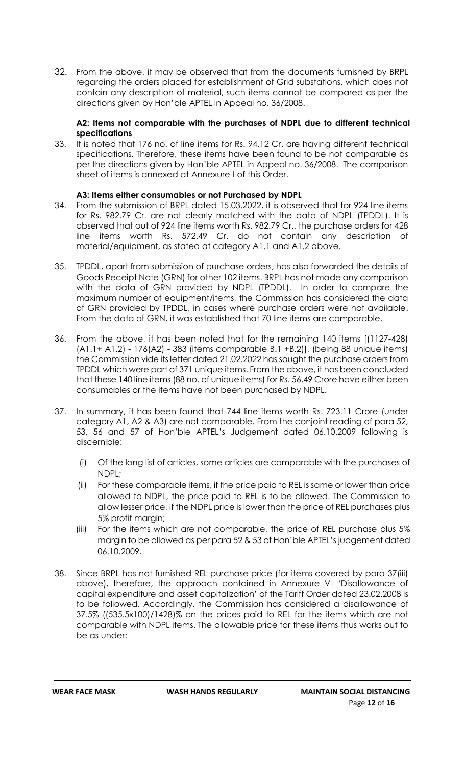32. From the above, it may be observed that from the documents furnished by BRPL regarding the orders placed for establishment of Grid substations, which does not contain any description of material, such items cannot be compared as per the directions given by Hon'ble APTEL in Appeal no. 36/2008.

**A2: Items not comparable with the purchases of NDPL due to different technical specifications**

33. It is noted that 176 no. of line items for Rs. 94.12 Cr. are having different technical specifications. Therefore, these items have been found to be not comparable as per the directions given by Hon'ble APTEL in Appeal no. 36/2008. The comparison sheet of items is annexed at Annexure-I of this Order.

**A3: Items either consumables or not Purchased by NDPL**

34. From the submission of BRPL dated 15.03.2022, it is observed that for 924 line items for Rs. 982.79 Cr. are not clearly matched with the data of NDPL (TPDDL). It is observed that out of 924 line items worth Rs. 982.79 Cr., the purchase orders for 428 line items worth Rs. 572.49 Cr. do not contain any description of material/equipment, as stated at category A1.1 and A1.2 above.

35. TPDDL, apart from submission of purchase orders, has also forwarded the details of Goods Receipt Note (GRN) for other 102 items. BRPL has not made any comparison with the data of GRN provided by NDPL (TPDDL). In order to compare the maximum number of equipment/items, the Commission has considered the data of GRN provided by TPDDL, in cases where purchase orders were not available. From the data of GRN, it was established that 70 line items are comparable.

36. From the above, it has been noted that for the remaining 140 items [(1127-428) (A1.1+ A1.2) - 176(A2) - 383 (items comparable B.1 +B.2)], (being 88 unique items) the Commission vide its letter dated 21.02.2022 has sought the purchase orders from TPDDL which were part of 371 unique items. From the above, it has been concluded that these 140 line items (88 no. of unique items) for Rs. 56.49 Crore have either been consumables or the items have not been purchased by NDPL.

37. In summary, it has been found that 744 line items worth Rs. 723.11 Crore (under category A1, A2 & A3) are not comparable. From the conjoint reading of para 52, 53, 56 and 57 of Hon'ble APTEL's Judgement dated 06.10.2009 following is discernible:

    (i) Of the long list of articles, some articles are comparable with the purchases of NDPL;

    (ii) For these comparable items, if the price paid to REL is same or lower than price allowed to NDPL, the price paid to REL is to be allowed. The Commission to allow lesser price, if the NDPL price is lower than the price of REL purchases plus 5% profit margin;

    (iii) For the items which are not comparable, the price of REL purchase plus 5% margin to be allowed as per para 52 & 53 of Hon'ble APTEL's judgement dated 06.10.2009.

38. Since BRPL has not furnished REL purchase price (for items covered by para 37(iii) above), therefore, the approach contained in Annexure V- 'Disallowance of capital expenditure and asset capitalization' of the Tariff Order dated 23.02.2008 is to be followed. Accordingly, the Commission has considered a disallowance of 37.5% ((535.5x100)/1428)% on the prices paid to REL for the items which are not comparable with NDPL items. The allowable price for these items thus works out to be as under: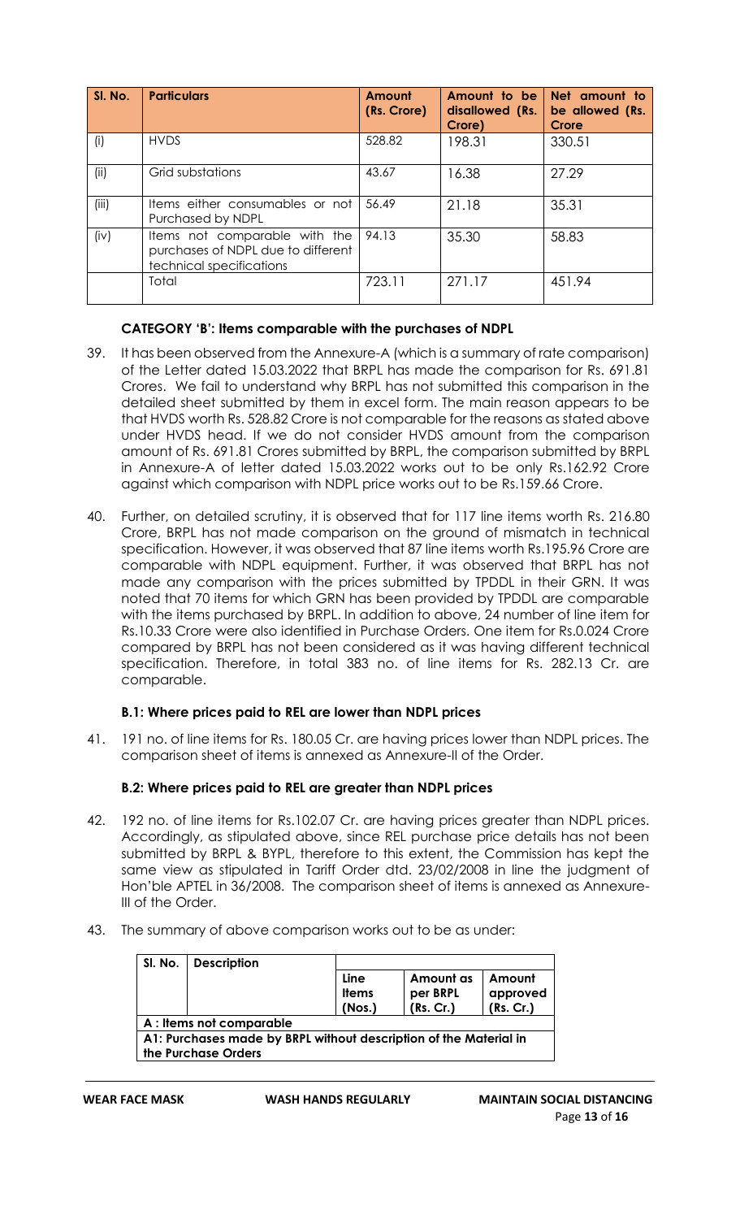| Sl. No. | Particulars | Amount (Rs. Crore) | Amount to be disallowed (Rs. Crore) | Net amount to be allowed (Rs. Crore |
|---|---|---|---|---|
| (i) | HVDS | 528.82 | 198.31 | 330.51 |
| (ii) | Grid substations | 43.67 | 16.38 | 27.29 |
| (iii) | Items either consumables or not Purchased by NDPL | 56.49 | 21.18 | 35.31 |
| (iv) | Items not comparable with the purchases of NDPL due to different technical specifications | 94.13 | 35.30 | 58.83 |
| | Total | 723.11 | 271.17 | 451.94 |

**CATEGORY 'B': Items comparable with the purchases of NDPL**

39. It has been observed from the Annexure-A (which is a summary of rate comparison) of the Letter dated 15.03.2022 that BRPL has made the comparison for Rs. 691.81 Crores. We fail to understand why BRPL has not submitted this comparison in the detailed sheet submitted by them in excel form. The main reason appears to be that HVDS worth Rs. 528.82 Crore is not comparable for the reasons as stated above under HVDS head. If we do not consider HVDS amount from the comparison amount of Rs. 691.81 Crores submitted by BRPL, the comparison submitted by BRPL in Annexure-A of letter dated 15.03.2022 works out to be only Rs.162.92 Crore against which comparison with NDPL price works out to be Rs.159.66 Crore.

40. Further, on detailed scrutiny, it is observed that for 117 line items worth Rs. 216.80 Crore, BRPL has not made comparison on the ground of mismatch in technical specification. However, it was observed that 87 line items worth Rs.195.96 Crore are comparable with NDPL equipment. Further, it was observed that BRPL has not made any comparison with the prices submitted by TPDDL in their GRN. It was noted that 70 items for which GRN has been provided by TPDDL are comparable with the items purchased by BRPL. In addition to above, 24 number of line item for Rs.10.33 Crore were also identified in Purchase Orders. One item for Rs.0.024 Crore compared by BRPL has not been considered as it was having different technical specification. Therefore, in total 383 no. of line items for Rs. 282.13 Cr. are comparable.

**B.1: Where prices paid to REL are lower than NDPL prices**

41. 191 no. of line items for Rs. 180.05 Cr. are having prices lower than NDPL prices. The comparison sheet of items is annexed as Annexure-II of the Order.

**B.2: Where prices paid to REL are greater than NDPL prices**

42. 192 no. of line items for Rs.102.07 Cr. are having prices greater than NDPL prices. Accordingly, as stipulated above, since REL purchase price details has not been submitted by BRPL & BYPL, therefore to this extent, the Commission has kept the same view as stipulated in Tariff Order dtd. 23/02/2008 in line the judgment of Hon'ble APTEL in 36/2008. The comparison sheet of items is annexed as Annexure-III of the Order.

43. The summary of above comparison works out to be as under:

| Sl. No. | Description | Line Items (Nos.) | Amount as per BRPL (Rs. Cr.) | Amount approved (Rs. Cr.) |
|---|---|---|---|---|
| **A : Items not comparable** | | | | |
| **A1: Purchases made by BRPL without description of the Material in the Purchase Orders** | | | | |

WEAR FACE MASK WASH HANDS REGULARLY MAINTAIN SOCIAL DISTANCING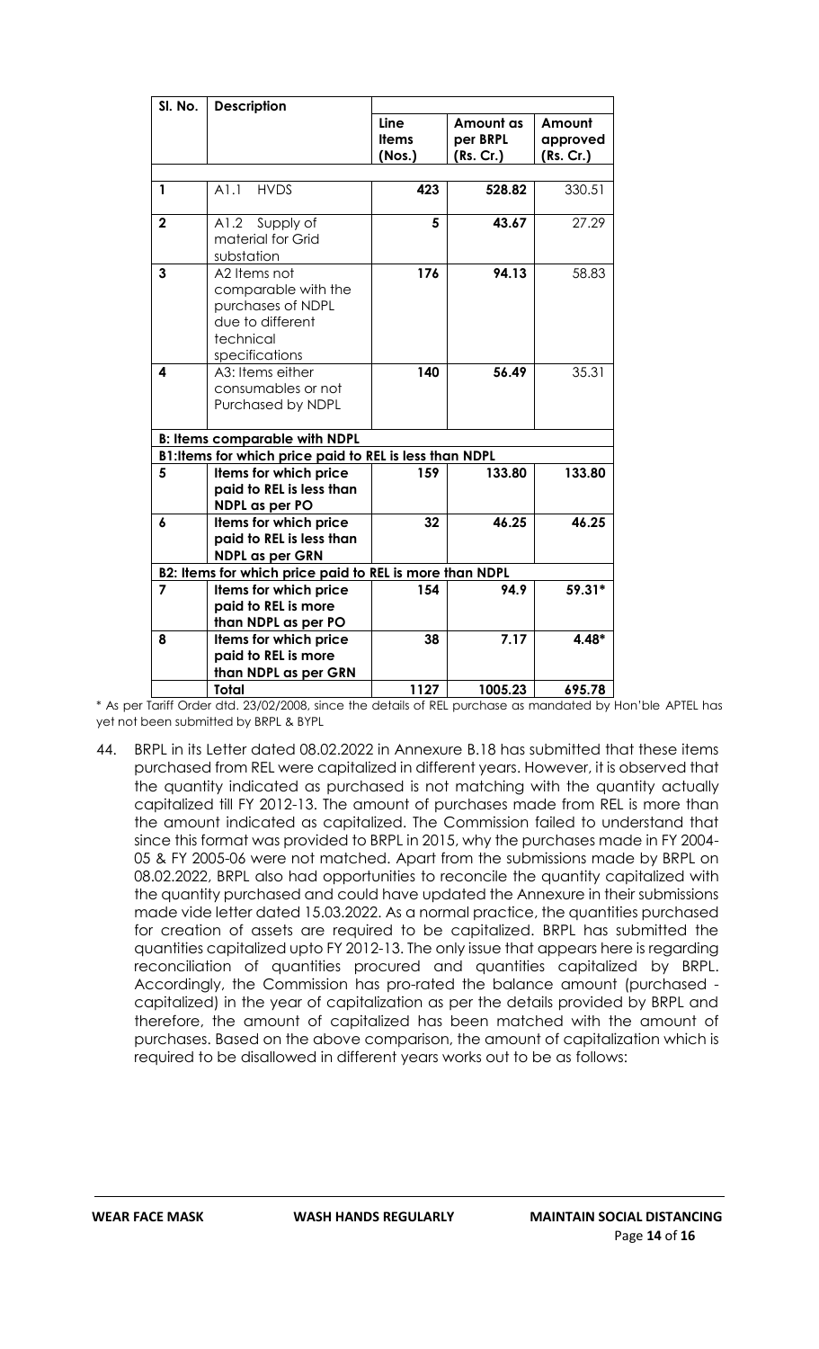| Sl. No. | Description | Line Items (Nos.) | Amount as per BRPL (Rs. Cr.) | Amount approved (Rs. Cr.) |
|---|---|---|---|---|
| 1 | A1.1 HVDS | **423** | **528.82** | 330.51 |
| 2 | A1.2 Supply of material for Grid substation | **5** | **43.67** | 27.29 |
| 3 | A2 Items not comparable with the purchases of NDPL due to different technical specifications | **176** | **94.13** | 58.83 |
| 4 | A3: Items either consumables or not Purchased by NDPL | **140** | **56.49** | 35.31 |
| | **B: Items comparable with NDPL** | | | |
| | **B1:Items for which price paid to REL is less than NDPL** | | | |
| 5 | **Items for which price paid to REL is less than NDPL as per PO** | **159** | **133.80** | **133.80** |
| 6 | **Items for which price paid to REL is less than NDPL as per GRN** | **32** | **46.25** | **46.25** |
| | **B2: Items for which price paid to REL is more than NDPL** | | | |
| 7 | **Items for which price paid to REL is more than NDPL as per PO** | **154** | **94.9** | **59.31*** |
| 8 | **Items for which price paid to REL is more than NDPL as per GRN** | **38** | **7.17** | **4.48*** |
| | **Total** | **1127** | **1005.23** | **695.78** |

* As per Tariff Order dtd. 23/02/2008, since the details of REL purchase as mandated by Hon'ble APTEL has yet not been submitted by BRPL & BYPL

44. BRPL in its Letter dated 08.02.2022 in Annexure B.18 has submitted that these items purchased from REL were capitalized in different years. However, it is observed that the quantity indicated as purchased is not matching with the quantity actually capitalized till FY 2012-13. The amount of purchases made from REL is more than the amount indicated as capitalized. The Commission failed to understand that since this format was provided to BRPL in 2015, why the purchases made in FY 2004-05 & FY 2005-06 were not matched. Apart from the submissions made by BRPL on 08.02.2022, BRPL also had opportunities to reconcile the quantity capitalized with the quantity purchased and could have updated the Annexure in their submissions made vide letter dated 15.03.2022. As a normal practice, the quantities purchased for creation of assets are required to be capitalized. BRPL has submitted the quantities capitalized upto FY 2012-13. The only issue that appears here is regarding reconciliation of quantities procured and quantities capitalized by BRPL. Accordingly, the Commission has pro-rated the balance amount (purchased - capitalized) in the year of capitalization as per the details provided by BRPL and therefore, the amount of capitalized has been matched with the amount of purchases. Based on the above comparison, the amount of capitalization which is required to be disallowed in different years works out to be as follows: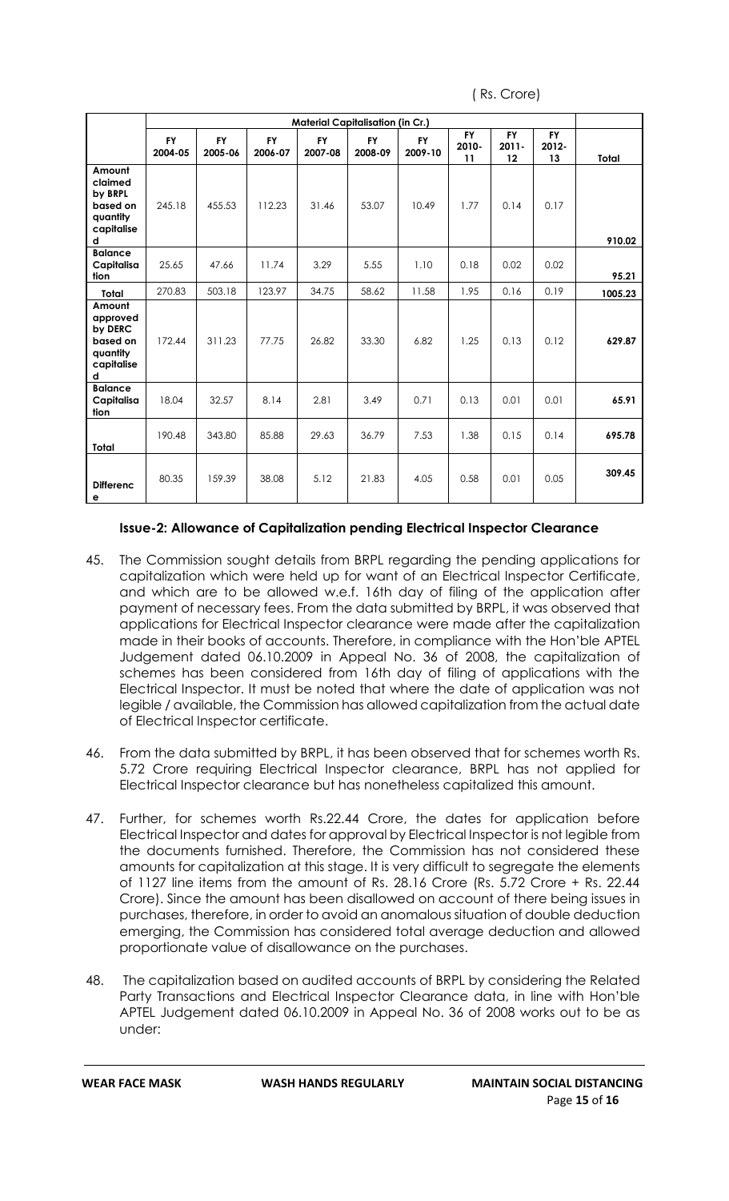( Rs. Crore)

| | Material Capitalisation (in Cr.) | | | | | | | | | |
|---|---|---|---|---|---|---|---|---|---|---|
| | FY 2004-05 | FY 2005-06 | FY 2006-07 | FY 2007-08 | FY 2008-09 | FY 2009-10 | FY 2010-11 | FY 2011-12 | FY 2012-13 | Total |
| Amount claimed by BRPL based on quantity capitalised | 245.18 | 455.53 | 112.23 | 31.46 | 53.07 | 10.49 | 1.77 | 0.14 | 0.17 | 910.02 |
| Balance Capitalisation | 25.65 | 47.66 | 11.74 | 3.29 | 5.55 | 1.10 | 0.18 | 0.02 | 0.02 | 95.21 |
| Total | 270.83 | 503.18 | 123.97 | 34.75 | 58.62 | 11.58 | 1.95 | 0.16 | 0.19 | 1005.23 |
| Amount approved by DERC based on quantity capitalised | 172.44 | 311.23 | 77.75 | 26.82 | 33.30 | 6.82 | 1.25 | 0.13 | 0.12 | **629.87** |
| Balance Capitalisation | 18.04 | 32.57 | 8.14 | 2.81 | 3.49 | 0.71 | 0.13 | 0.01 | 0.01 | **65.91** |
| Total | 190.48 | 343.80 | 85.88 | 29.63 | 36.79 | 7.53 | 1.38 | 0.15 | 0.14 | **695.78** |
| Difference | 80.35 | 159.39 | 38.08 | 5.12 | 21.83 | 4.05 | 0.58 | 0.01 | 0.05 | **309.45** |

**Issue-2: Allowance of Capitalization pending Electrical Inspector Clearance**

45. The Commission sought details from BRPL regarding the pending applications for capitalization which were held up for want of an Electrical Inspector Certificate, and which are to be allowed w.e.f. 16th day of filing of the application after payment of necessary fees. From the data submitted by BRPL, it was observed that applications for Electrical Inspector clearance were made after the capitalization made in their books of accounts. Therefore, in compliance with the Hon'ble APTEL Judgement dated 06.10.2009 in Appeal No. 36 of 2008, the capitalization of schemes has been considered from 16th day of filing of applications with the Electrical Inspector. It must be noted that where the date of application was not legible / available, the Commission has allowed capitalization from the actual date of Electrical Inspector certificate.

46. From the data submitted by BRPL, it has been observed that for schemes worth Rs. 5.72 Crore requiring Electrical Inspector clearance, BRPL has not applied for Electrical Inspector clearance but has nonetheless capitalized this amount.

47. Further, for schemes worth Rs.22.44 Crore, the dates for application before Electrical Inspector and dates for approval by Electrical Inspector is not legible from the documents furnished. Therefore, the Commission has not considered these amounts for capitalization at this stage. It is very difficult to segregate the elements of 1127 line items from the amount of Rs. 28.16 Crore (Rs. 5.72 Crore + Rs. 22.44 Crore). Since the amount has been disallowed on account of there being issues in purchases, therefore, in order to avoid an anomalous situation of double deduction emerging, the Commission has considered total average deduction and allowed proportionate value of disallowance on the purchases.

48. The capitalization based on audited accounts of BRPL by considering the Related Party Transactions and Electrical Inspector Clearance data, in line with Hon'ble APTEL Judgement dated 06.10.2009 in Appeal No. 36 of 2008 works out to be as under: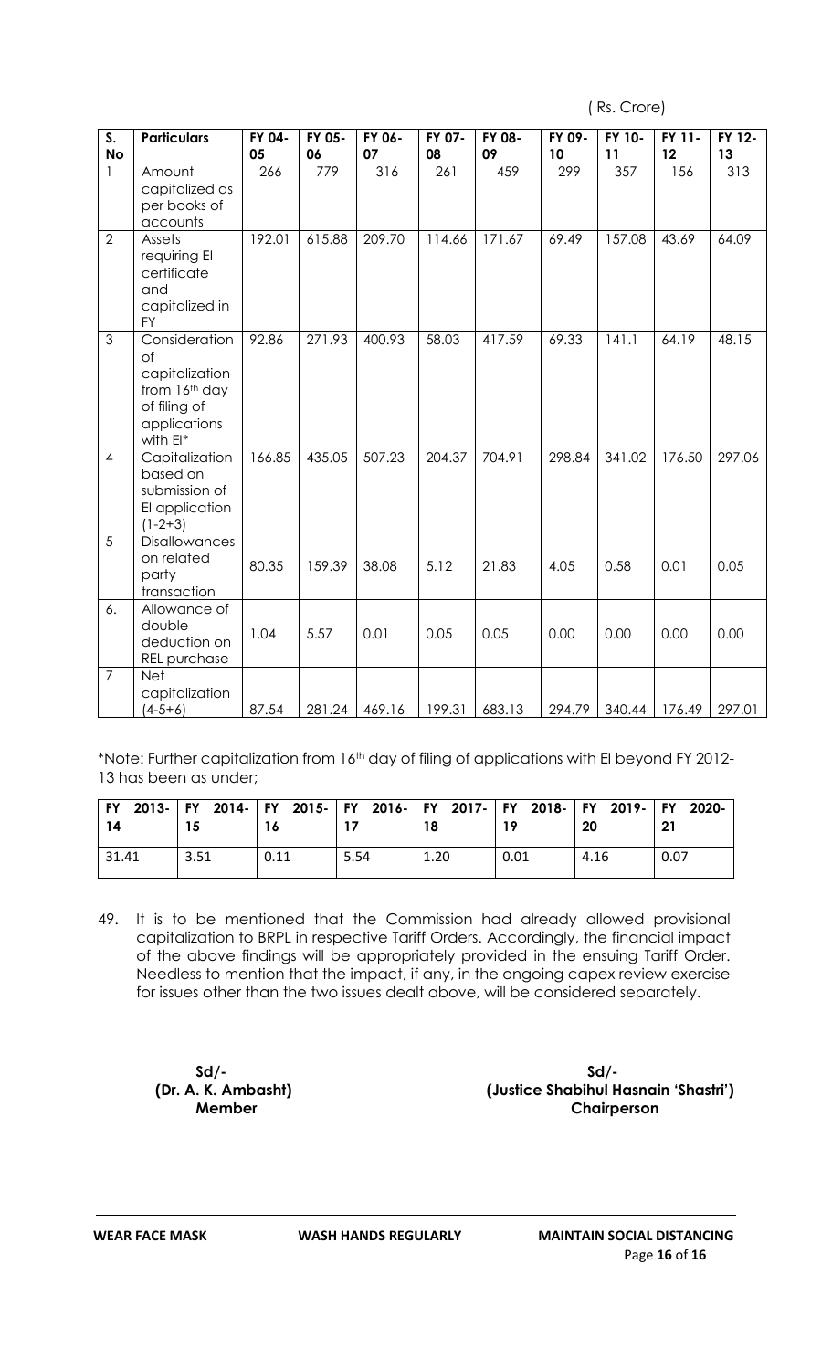( Rs. Crore)

| S. No | Particulars | FY 04-05 | FY 05-06 | FY 06-07 | FY 07-08 | FY 08-09 | FY 09-10 | FY 10-11 | FY 11-12 | FY 12-13 |
|---|---|---|---|---|---|---|---|---|---|---|
| 1 | Amount capitalized as per books of accounts | 266 | 779 | 316 | 261 | 459 | 299 | 357 | 156 | 313 |
| 2 | Assets requiring EI certificate and capitalized in FY | 192.01 | 615.88 | 209.70 | 114.66 | 171.67 | 69.49 | 157.08 | 43.69 | 64.09 |
| 3 | Consideration of capitalization from 16th day of filing of applications with EI* | 92.86 | 271.93 | 400.93 | 58.03 | 417.59 | 69.33 | 141.1 | 64.19 | 48.15 |
| 4 | Capitalization based on submission of EI application (1-2+3) | 166.85 | 435.05 | 507.23 | 204.37 | 704.91 | 298.84 | 341.02 | 176.50 | 297.06 |
| 5 | Disallowances on related party transaction | 80.35 | 159.39 | 38.08 | 5.12 | 21.83 | 4.05 | 0.58 | 0.01 | 0.05 |
| 6. | Allowance of double deduction on REL purchase | 1.04 | 5.57 | 0.01 | 0.05 | 0.05 | 0.00 | 0.00 | 0.00 | 0.00 |
| 7 | Net capitalization (4-5+6) | 87.54 | 281.24 | 469.16 | 199.31 | 683.13 | 294.79 | 340.44 | 176.49 | 297.01 |

*Note: Further capitalization from 16th day of filing of applications with EI beyond FY 2012-13 has been as under;

| FY 2013-14 | FY 2014-15 | FY 2015-16 | FY 2016-17 | FY 2017-18 | FY 2018-19 | FY 2019-20 | FY 2020-21 |
|---|---|---|---|---|---|---|---|
| 31.41 | 3.51 | 0.11 | 5.54 | 1.20 | 0.01 | 4.16 | 0.07 |

49. It is to be mentioned that the Commission had already allowed provisional capitalization to BRPL in respective Tariff Orders. Accordingly, the financial impact of the above findings will be appropriately provided in the ensuing Tariff Order. Needless to mention that the impact, if any, in the ongoing capex review exercise for issues other than the two issues dealt above, will be considered separately.

**Sd/-**
**(Dr. A. K. Ambasht)**
**Member**

**Sd/-**
**(Justice Shabihul Hasnain 'Shastri')**
**Chairperson**

**WEAR FACE MASK** **WASH HANDS REGULARLY** **MAINTAIN SOCIAL DISTANCING**